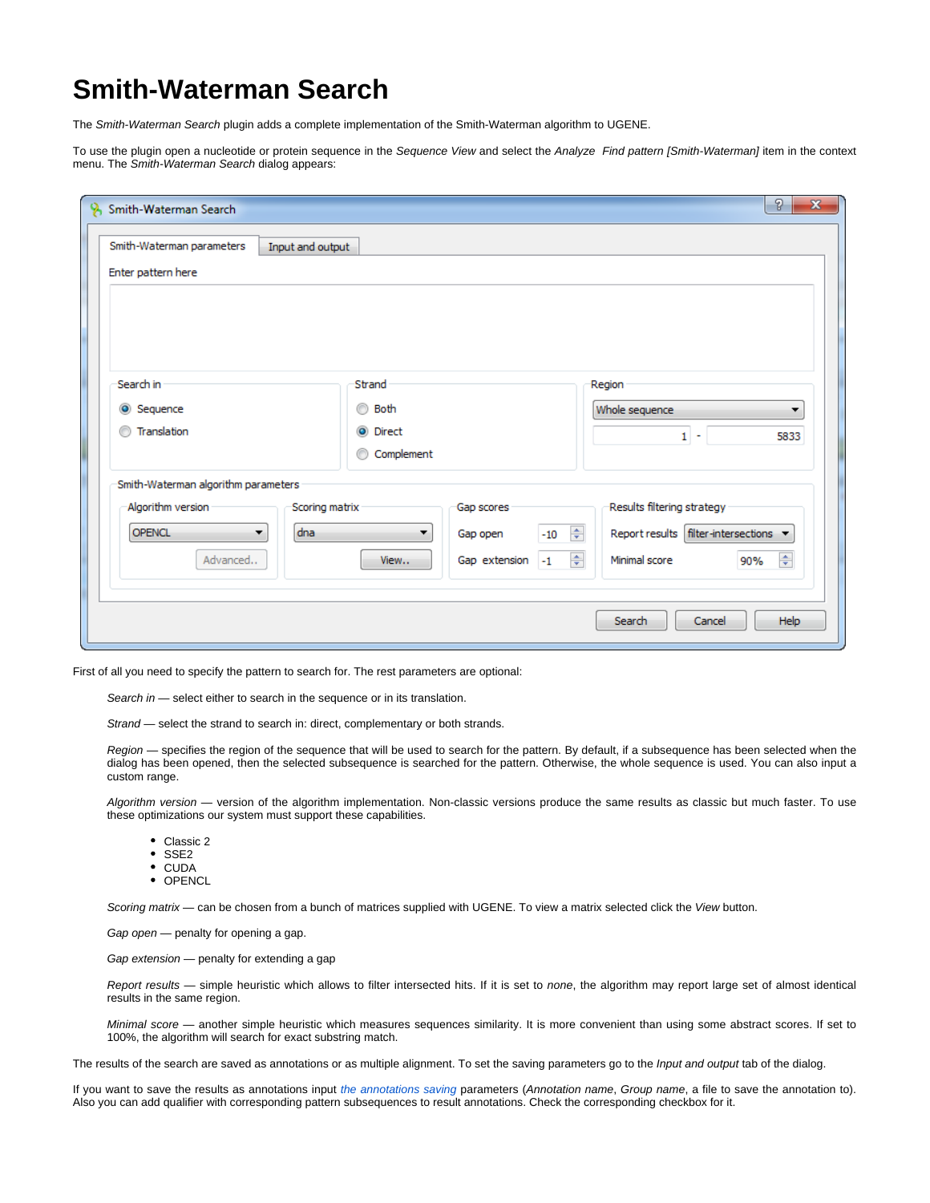# Smith-Waterman Search

The *Smith-Waterman Search* plugin adds a complete implementation of the Smith-Waterman algorithm to UGENE.

To use the plugin open a nucleotide or protein sequence in the *Sequence View* and select the *Analyze  Find pattern [Smith-Waterman]* item in the context menu. The *Smith-Waterman Search* dialog appears:

First of all you need to specify the pattern to search for. The rest parameters are optional:

*Search in* — select either to search in the sequence or in its translation.

*Strand* — select the strand to search in: direct, complementary or both strands.

*Region* — specifies the region of the sequence that will be used to search for the pattern. By default, if a subsequence has been selected when the dialog has been opened, then the selected subsequence is searched for the pattern. Otherwise, the whole sequence is used. You can also input a custom range.

*Algorithm version* — version of the algorithm implementation. Non-classic versions produce the same results as classic but much faster. To use these optimizations our system must support these capabilities.

- Classic 2
- SSE2
- CUDA
- OPENCL

*Scoring matrix* — can be chosen from a bunch of matrices supplied with UGENE. To view a matrix selected click the *View* button.

*Gap open* — penalty for opening a gap.

*Gap extension* — penalty for extending a gap

*Report results* — simple heuristic which allows to filter intersected hits. If it is set to *none*, the algorithm may report large set of almost identical results in the same region.

*Minimal score* — another simple heuristic which measures sequences similarity. It is more convenient than using some abstract scores. If set to 100%, the algorithm will search for exact substring match.

The results of the search are saved as annotations or as multiple alignment. To set the saving parameters go to the *Input and output* tab of the dialog.

If you want to save the results as annotations input the annotations saving parameters (*Annotation name*, *Group name*, a file to save the annotation to). Also you can add qualifier with corresponding pattern subsequences to result annotations. Check the corresponding checkbox for it.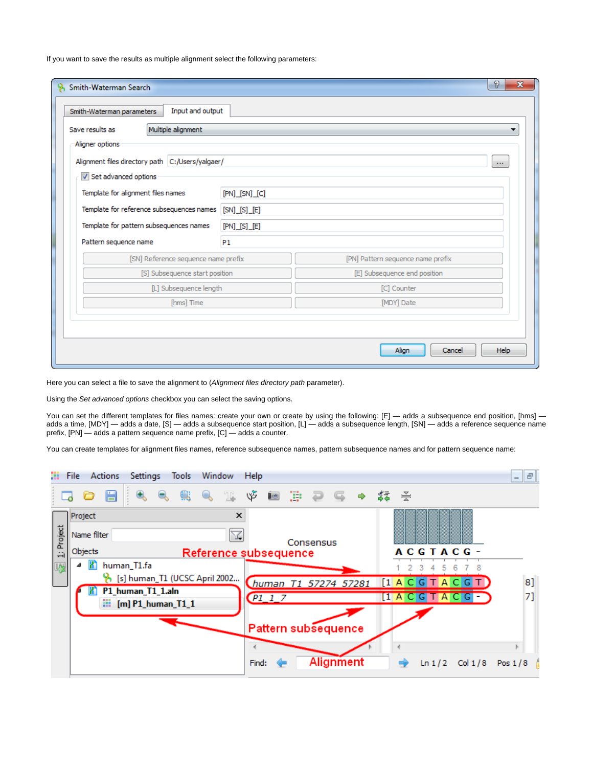If you want to save the results as multiple alignment select the following parameters:

Here you can select a file to save the alignment to (*Alignment files directory path* parameter).

Using the *Set advanced options* checkbox you can select the saving options.

You can set the different templates for files names: create your own or create by using the following: [E] — adds a subsequence end position, [hms] — adds a time, [MDY] — adds a date, [S] — adds a subsequence start position, [L] — adds a subsequence length, [SN] — adds a reference sequence name prefix, [PN] — adds a pattern sequence name prefix, [C] — adds a counter.

You can create templates for alignment files names, reference subsequence names, pattern subsequence names and for pattern sequence name: